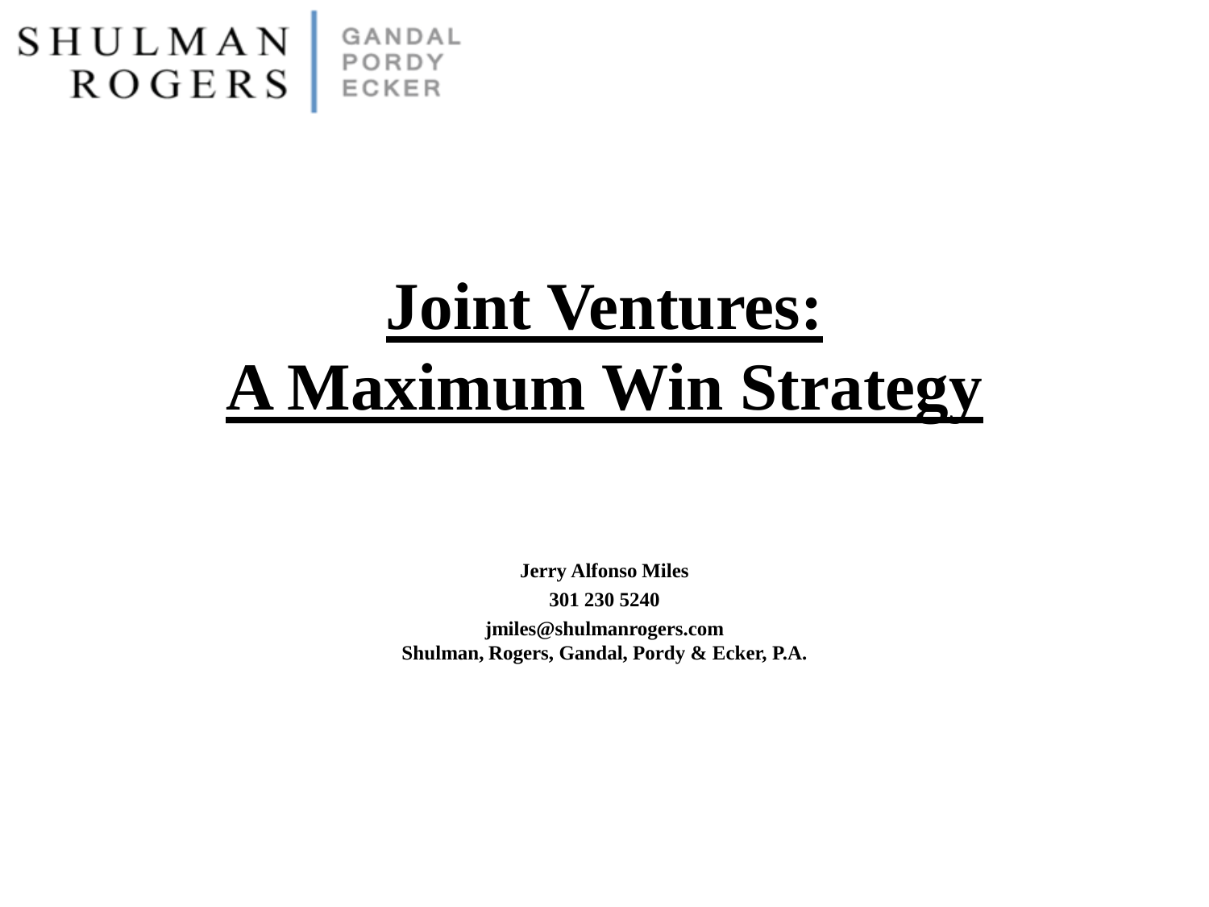SHULMAN ROGERS | GANDAL PORDY ECKER

# Joint Ventures: A Maximum Win Strategy

**Jerry Alfonso Miles**

**301 230 5240**

**jmiles@shulmanrogers.com**
**Shulman, Rogers, Gandal, Pordy & Ecker, P.A.**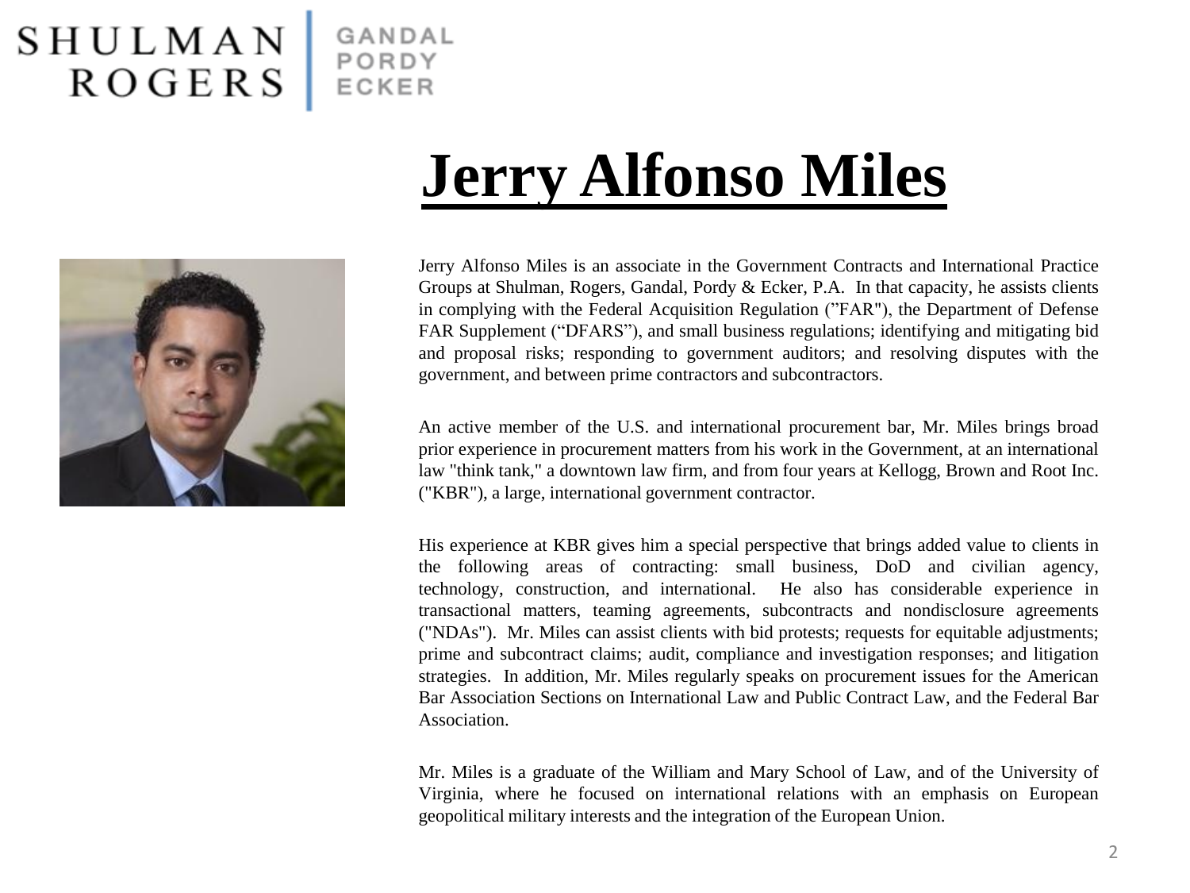# Jerry Alfonso Miles

Jerry Alfonso Miles is an associate in the Government Contracts and International Practice Groups at Shulman, Rogers, Gandal, Pordy & Ecker, P.A. In that capacity, he assists clients in complying with the Federal Acquisition Regulation (”FAR"), the Department of Defense FAR Supplement (“DFARS”), and small business regulations; identifying and mitigating bid and proposal risks; responding to government auditors; and resolving disputes with the government, and between prime contractors and subcontractors.

An active member of the U.S. and international procurement bar, Mr. Miles brings broad prior experience in procurement matters from his work in the Government, at an international law "think tank," a downtown law firm, and from four years at Kellogg, Brown and Root Inc. ("KBR"), a large, international government contractor.

His experience at KBR gives him a special perspective that brings added value to clients in the following areas of contracting: small business, DoD and civilian agency, technology, construction, and international. He also has considerable experience in transactional matters, teaming agreements, subcontracts and nondisclosure agreements ("NDAs"). Mr. Miles can assist clients with bid protests; requests for equitable adjustments; prime and subcontract claims; audit, compliance and investigation responses; and litigation strategies. In addition, Mr. Miles regularly speaks on procurement issues for the American Bar Association Sections on International Law and Public Contract Law, and the Federal Bar Association.

Mr. Miles is a graduate of the William and Mary School of Law, and of the University of Virginia, where he focused on international relations with an emphasis on European geopolitical military interests and the integration of the European Union.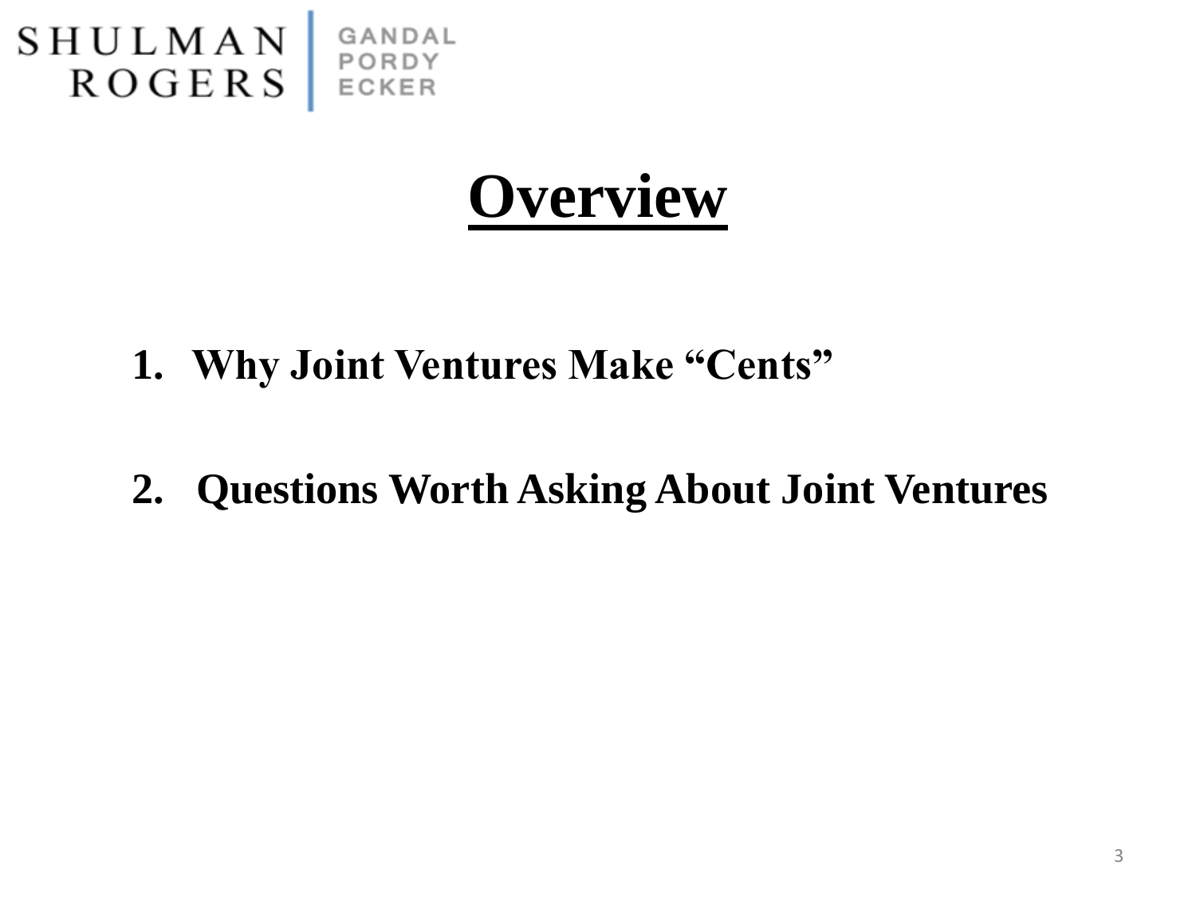# Overview

1. **Why Joint Ventures Make "Cents"**

2. **Questions Worth Asking About Joint Ventures**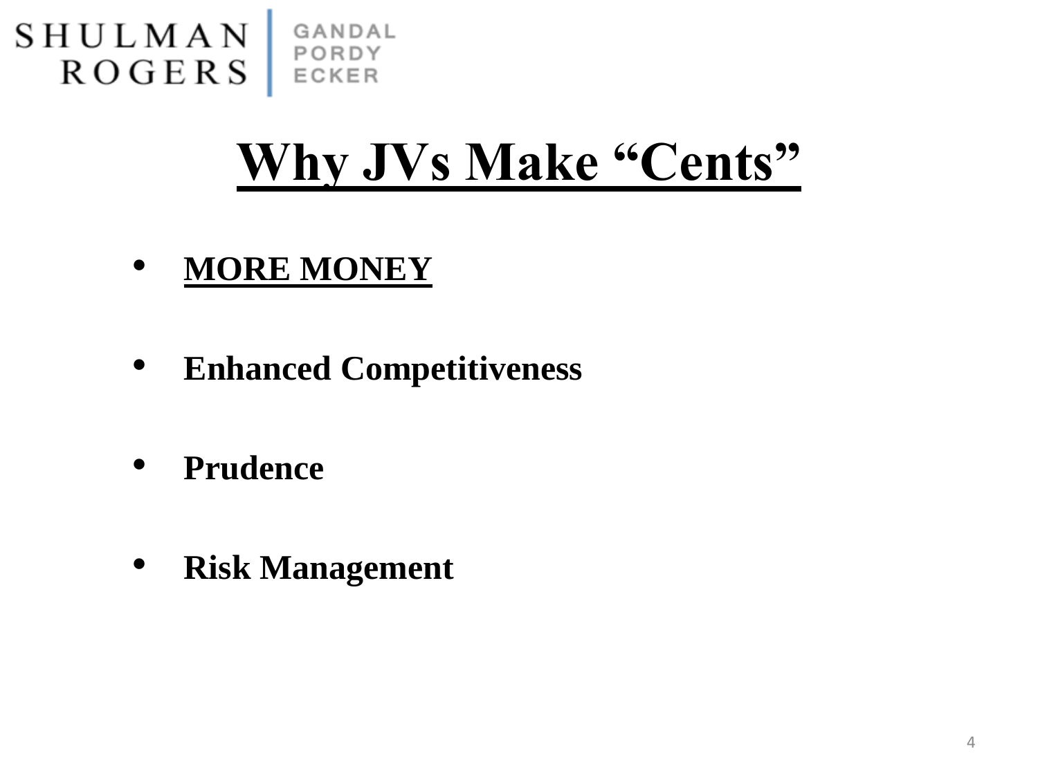# Why JVs Make "Cents"

- **MORE MONEY**
- **Enhanced Competitiveness**
- **Prudence**
- **Risk Management**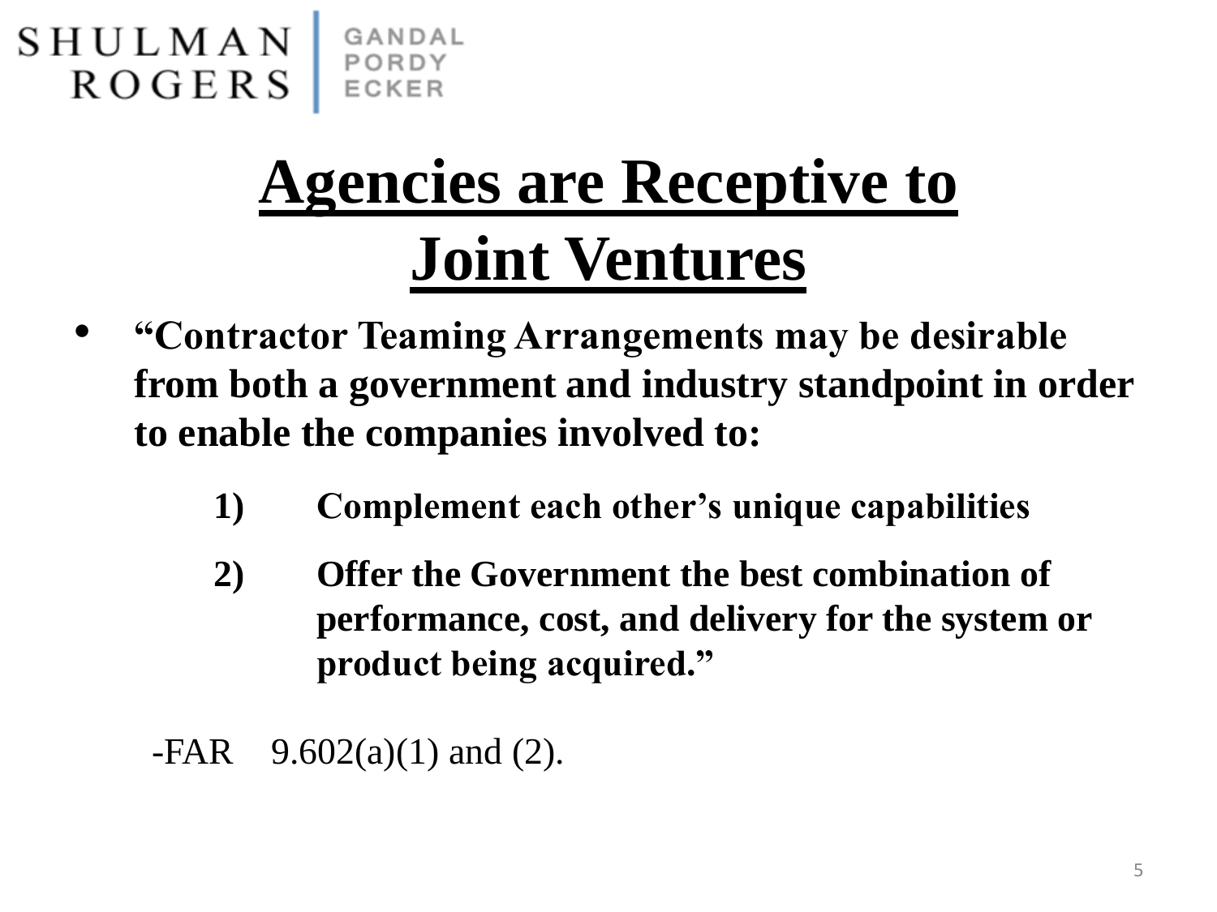# Agencies are Receptive to Joint Ventures

- **"Contractor Teaming Arrangements may be desirable from both a government and industry standpoint in order to enable the companies involved to:**

  1) **Complement each other's unique capabilities**
  2) **Offer the Government the best combination of performance, cost, and delivery for the system or product being acquired."**

-FAR 9.602(a)(1) and (2).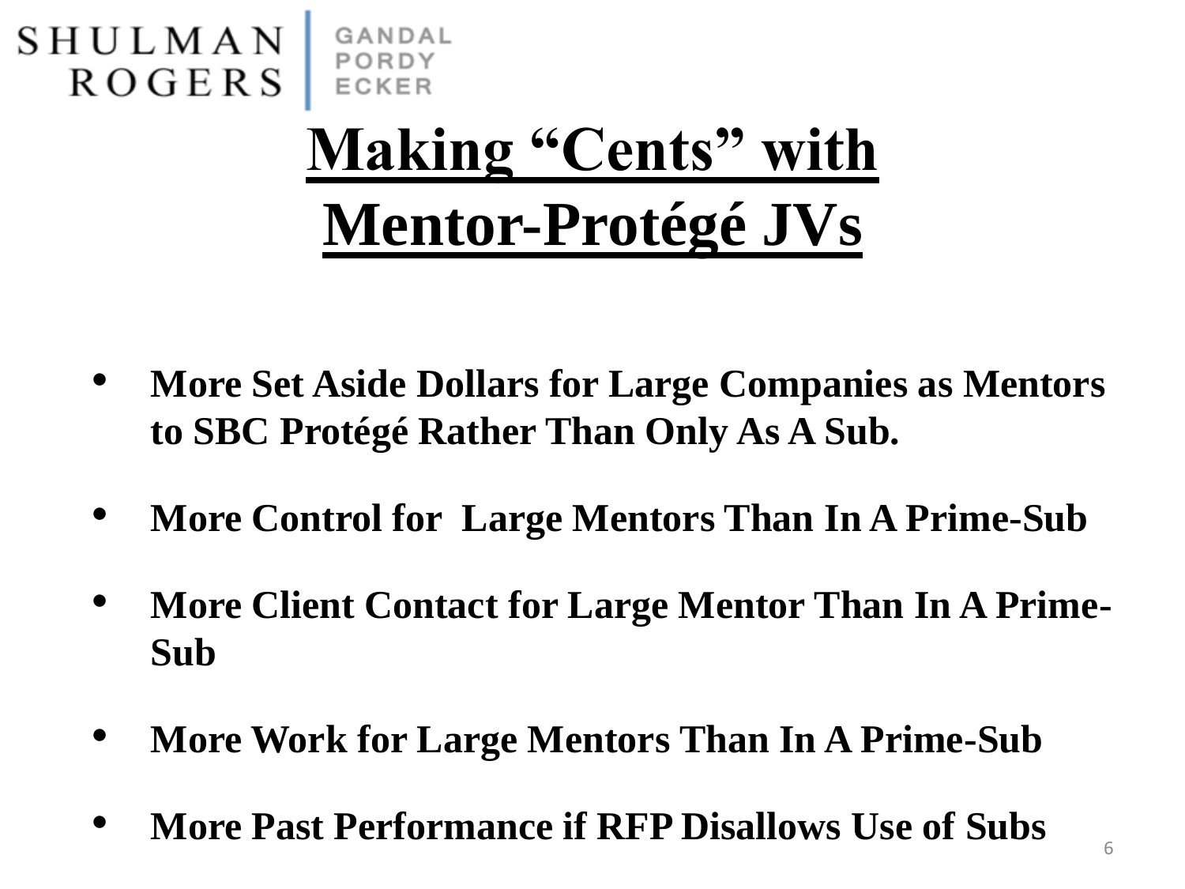SHULMAN ROGERS | GANDAL PORDY ECKER

# Making "Cents" with Mentor-Protégé JVs

- **More Set Aside Dollars for Large Companies as Mentors to SBC Protégé Rather Than Only As A Sub.**
- **More Control for Large Mentors Than In A Prime-Sub**
- **More Client Contact for Large Mentor Than In A Prime-Sub**
- **More Work for Large Mentors Than In A Prime-Sub**
- **More Past Performance if RFP Disallows Use of Subs**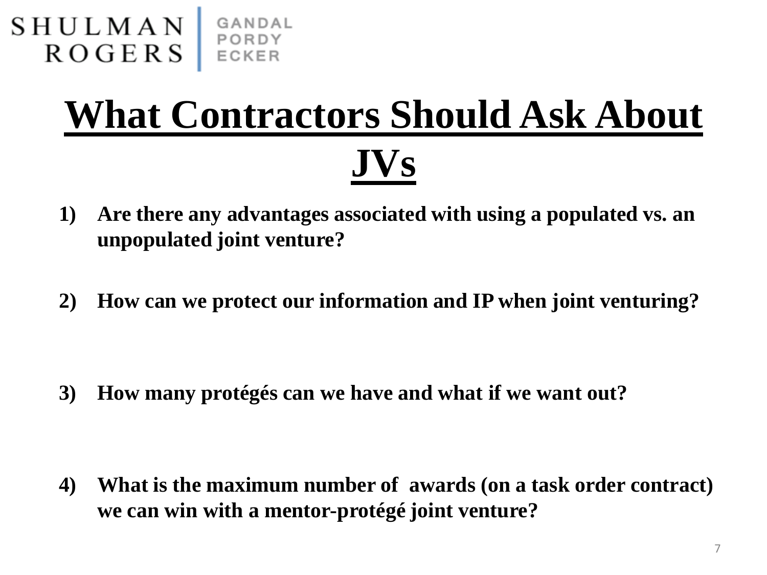# What Contractors Should Ask About JVs

1) **Are there any advantages associated with using a populated vs. an unpopulated joint venture?**

2) **How can we protect our information and IP when joint venturing?**

3) **How many protégés can we have and what if we want out?**

4) **What is the maximum number of awards (on a task order contract) we can win with a mentor-protégé joint venture?**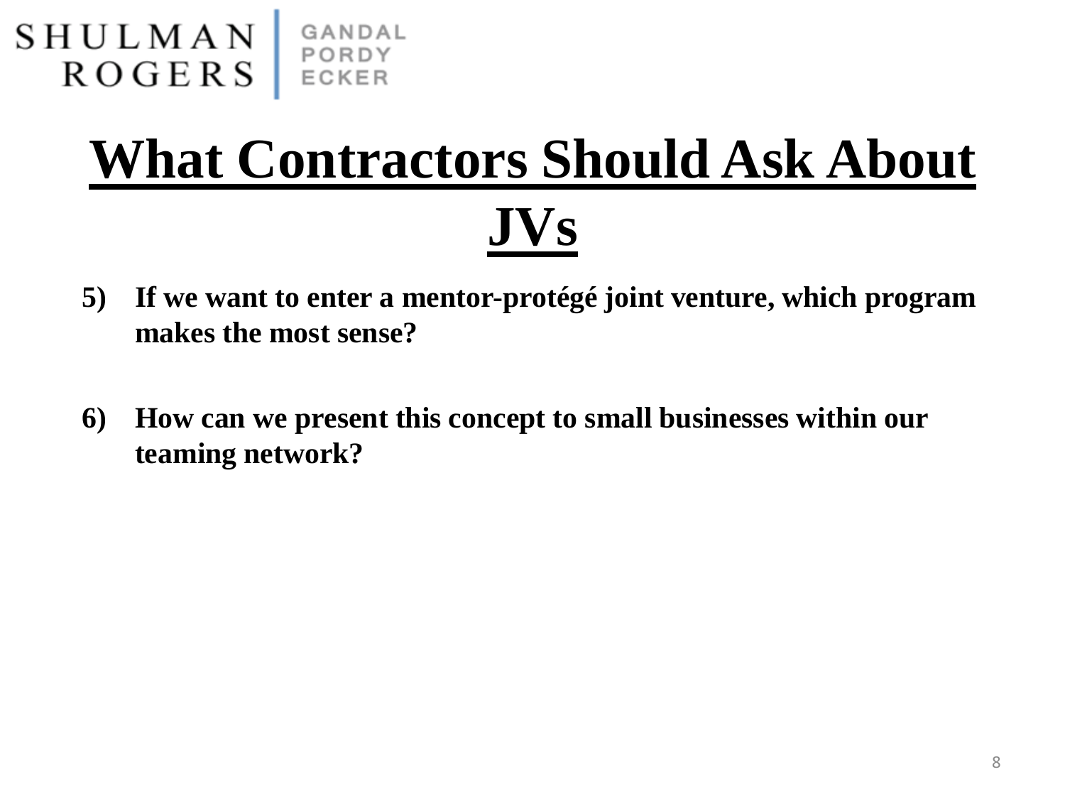# What Contractors Should Ask About JVs

5) **If we want to enter a mentor-protégé joint venture, which program makes the most sense?**

6) **How can we present this concept to small businesses within our teaming network?**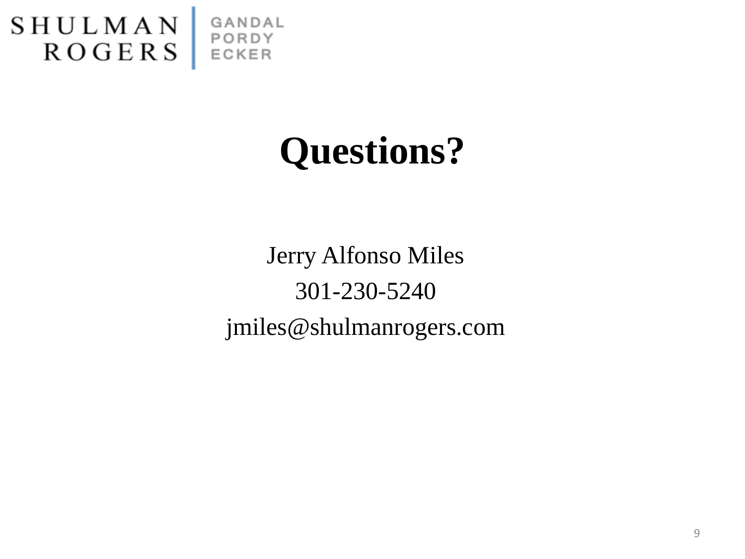SHULMAN ROGERS | GANDAL PORDY ECKER

# Questions?

Jerry Alfonso Miles

301-230-5240

jmiles@shulmanrogers.com